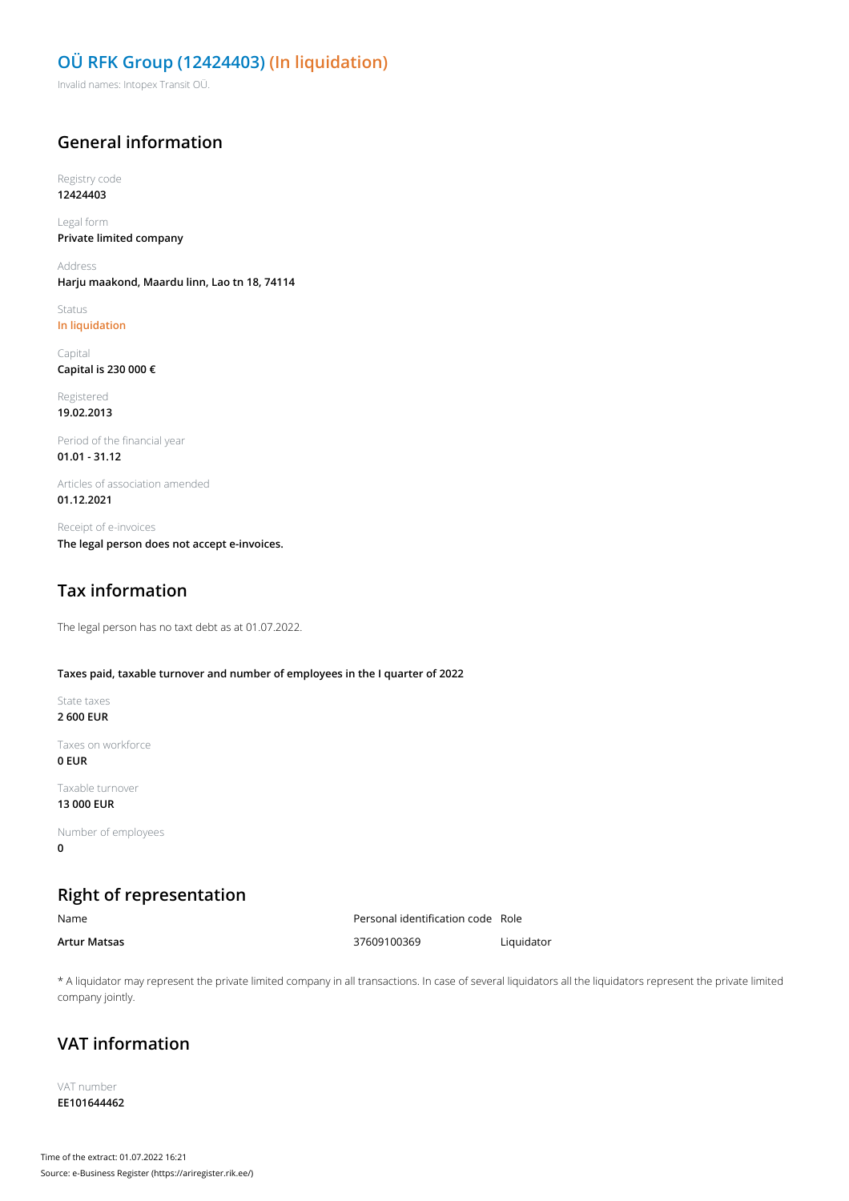# OÜ RFK Group (12424403) (In liquidation)

Invalid names: Intopex Transit OÜ.

## General information

Registry code
**12424403**

Legal form
**Private limited company**

Address
**Harju maakond, Maardu linn, Lao tn 18, 74114**

Status
**In liquidation**

Capital
**Capital is 230 000 €**

Registered
**19.02.2013**

Period of the financial year
**01.01 - 31.12**

Articles of association amended
**01.12.2021**

Receipt of e-invoices
**The legal person does not accept e-invoices.**

## Tax information

The legal person has no taxt debt as at 01.07.2022.

**Taxes paid, taxable turnover and number of employees in the I quarter of 2022**

State taxes
**2 600 EUR**

Taxes on workforce
**0 EUR**

Taxable turnover
**13 000 EUR**

Number of employees
**0**

## Right of representation

| Name | Personal identification code | Role |
| --- | --- | --- |
| **Artur Matsas** | 37609100369 | Liquidator |

* A liquidator may represent the private limited company in all transactions. In case of several liquidators all the liquidators represent the private limited company jointly.

## VAT information

VAT number
**EE101644462**

Time of the extract: 01.07.2022 16:21
Source: e-Business Register (https://ariregister.rik.ee/)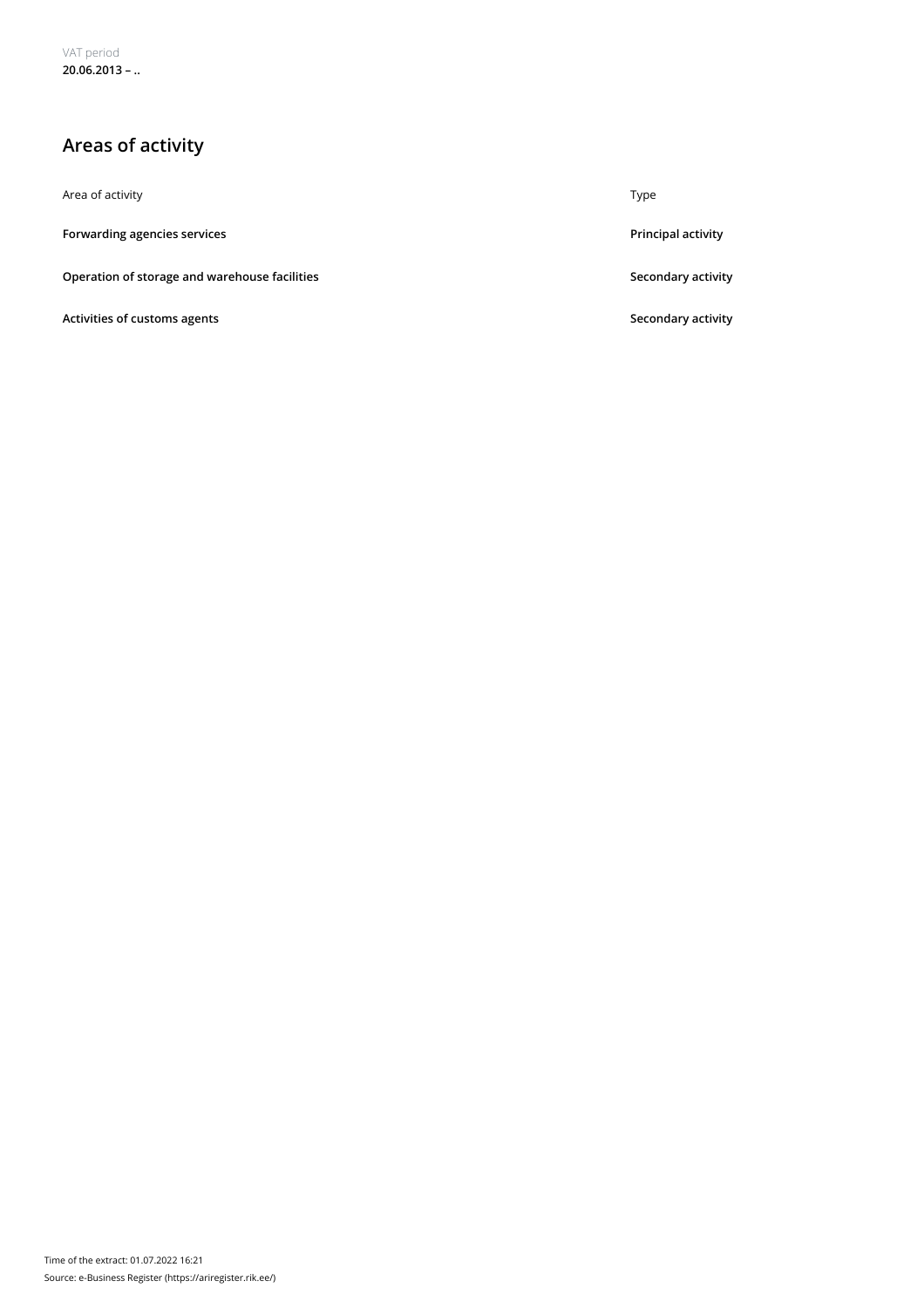VAT period
**20.06.2013 – ..**

## Areas of activity

| Area of activity | Type |
| --- | --- |
| **Forwarding agencies services** | **Principal activity** |
| **Operation of storage and warehouse facilities** | **Secondary activity** |
| **Activities of customs agents** | **Secondary activity** |

Time of the extract: 01.07.2022 16:21
Source: e-Business Register (https://ariregister.rik.ee/)